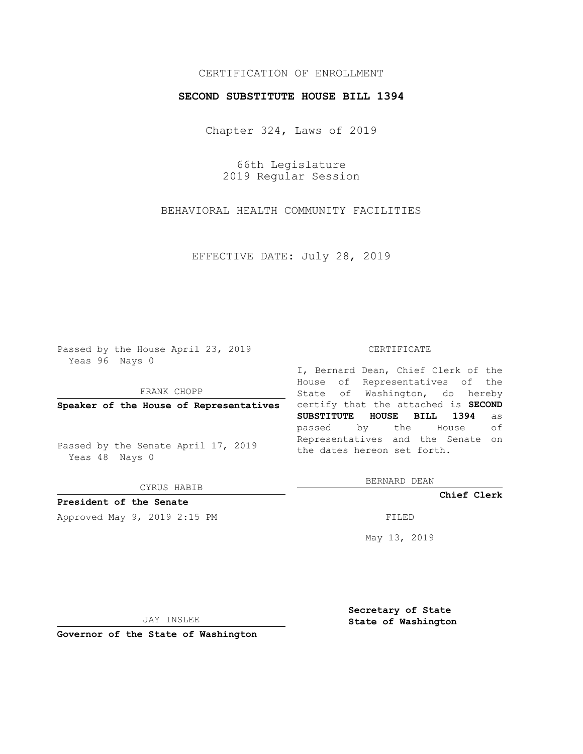CERTIFICATION OF ENROLLMENT

**SECOND SUBSTITUTE HOUSE BILL 1394**

Chapter 324, Laws of 2019

66th Legislature
2019 Regular Session

BEHAVIORAL HEALTH COMMUNITY FACILITIES

EFFECTIVE DATE: July 28, 2019

Passed by the House April 23, 2019
Yeas 96 Nays 0

FRANK CHOPP

**Speaker of the House of Representatives**

Passed by the Senate April 17, 2019
Yeas 48 Nays 0

CYRUS HABIB

**President of the Senate**

Approved May 9, 2019 2:15 PM

JAY INSLEE

**Governor of the State of Washington**

CERTIFICATE

I, Bernard Dean, Chief Clerk of the House of Representatives of the State of Washington, do hereby certify that the attached is **SECOND SUBSTITUTE HOUSE BILL 1394** as passed by the House of Representatives and the Senate on the dates hereon set forth.

BERNARD DEAN

**Chief Clerk**

FILED

May 13, 2019

**Secretary of State**
**State of Washington**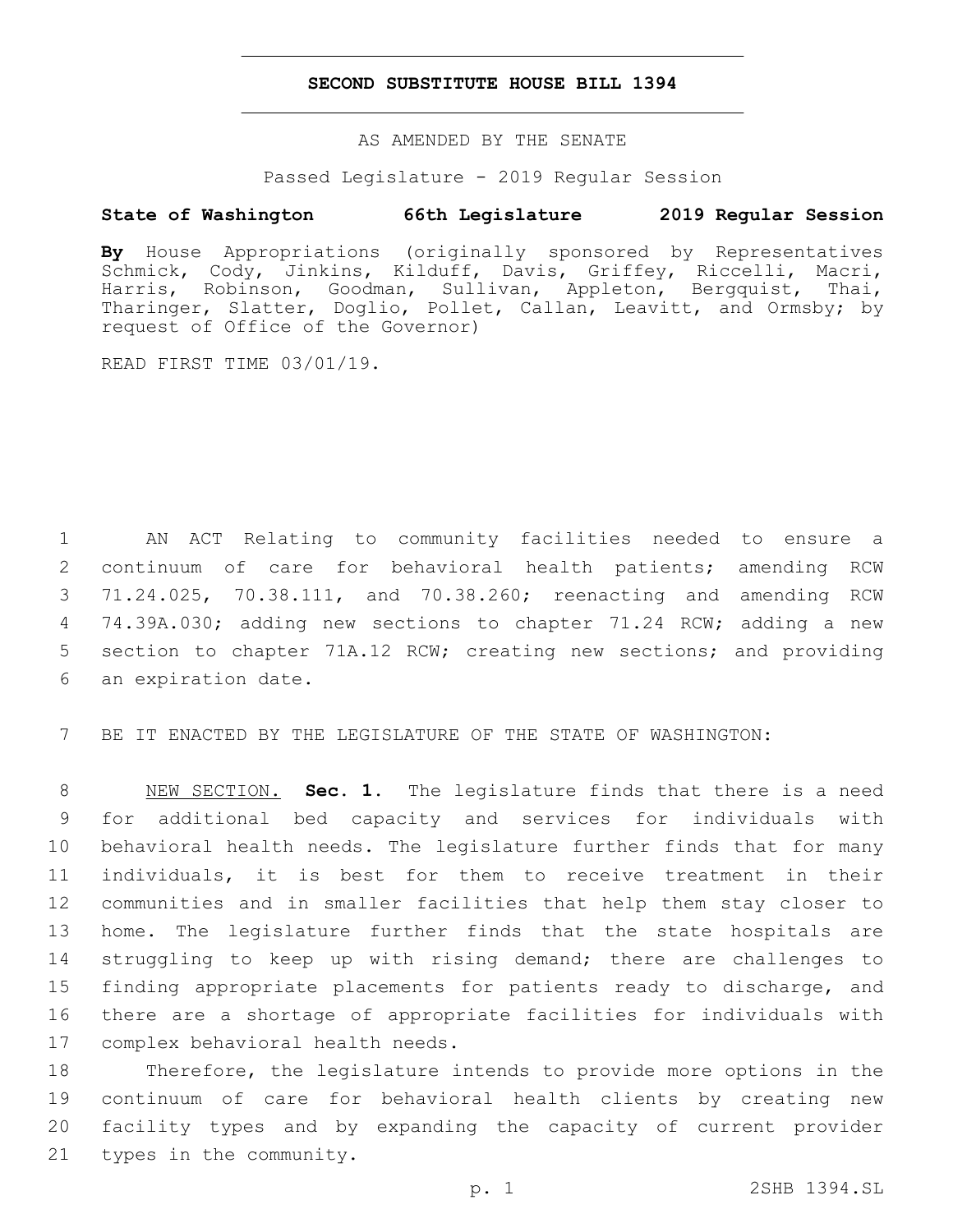# SECOND SUBSTITUTE HOUSE BILL 1394

AS AMENDED BY THE SENATE

Passed Legislature - 2019 Regular Session

**State of Washington 66th Legislature 2019 Regular Session**

**By** House Appropriations (originally sponsored by Representatives Schmick, Cody, Jinkins, Kilduff, Davis, Griffey, Riccelli, Macri, Harris, Robinson, Goodman, Sullivan, Appleton, Bergquist, Thai, Tharinger, Slatter, Doglio, Pollet, Callan, Leavitt, and Ormsby; by request of Office of the Governor)

READ FIRST TIME 03/01/19.

1 AN ACT Relating to community facilities needed to ensure a
2 continuum of care for behavioral health patients; amending RCW
3 71.24.025, 70.38.111, and 70.38.260; reenacting and amending RCW
4 74.39A.030; adding new sections to chapter 71.24 RCW; adding a new
5 section to chapter 71A.12 RCW; creating new sections; and providing
6 an expiration date.

7 BE IT ENACTED BY THE LEGISLATURE OF THE STATE OF WASHINGTON:

8 NEW SECTION. **Sec. 1.** The legislature finds that there is a need
9 for additional bed capacity and services for individuals with
10 behavioral health needs. The legislature further finds that for many
11 individuals, it is best for them to receive treatment in their
12 communities and in smaller facilities that help them stay closer to
13 home. The legislature further finds that the state hospitals are
14 struggling to keep up with rising demand; there are challenges to
15 finding appropriate placements for patients ready to discharge, and
16 there are a shortage of appropriate facilities for individuals with
17 complex behavioral health needs.

18 Therefore, the legislature intends to provide more options in the
19 continuum of care for behavioral health clients by creating new
20 facility types and by expanding the capacity of current provider
21 types in the community.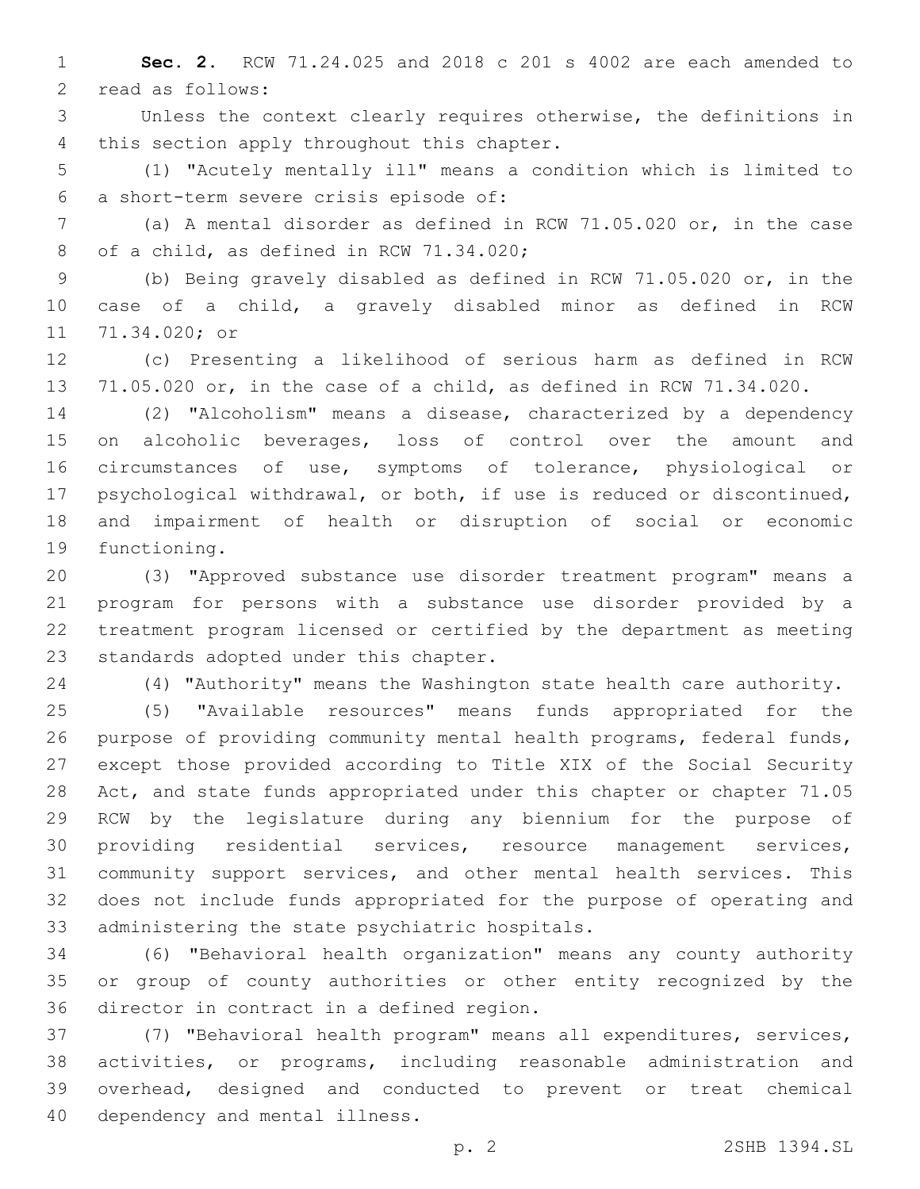**Sec. 2.** RCW 71.24.025 and 2018 c 201 s 4002 are each amended to read as follows:

Unless the context clearly requires otherwise, the definitions in this section apply throughout this chapter.

(1) "Acutely mentally ill" means a condition which is limited to a short-term severe crisis episode of:

(a) A mental disorder as defined in RCW 71.05.020 or, in the case of a child, as defined in RCW 71.34.020;

(b) Being gravely disabled as defined in RCW 71.05.020 or, in the case of a child, a gravely disabled minor as defined in RCW 71.34.020; or

(c) Presenting a likelihood of serious harm as defined in RCW 71.05.020 or, in the case of a child, as defined in RCW 71.34.020.

(2) "Alcoholism" means a disease, characterized by a dependency on alcoholic beverages, loss of control over the amount and circumstances of use, symptoms of tolerance, physiological or psychological withdrawal, or both, if use is reduced or discontinued, and impairment of health or disruption of social or economic functioning.

(3) "Approved substance use disorder treatment program" means a program for persons with a substance use disorder provided by a treatment program licensed or certified by the department as meeting standards adopted under this chapter.

(4) "Authority" means the Washington state health care authority.

(5) "Available resources" means funds appropriated for the purpose of providing community mental health programs, federal funds, except those provided according to Title XIX of the Social Security Act, and state funds appropriated under this chapter or chapter 71.05 RCW by the legislature during any biennium for the purpose of providing residential services, resource management services, community support services, and other mental health services. This does not include funds appropriated for the purpose of operating and administering the state psychiatric hospitals.

(6) "Behavioral health organization" means any county authority or group of county authorities or other entity recognized by the director in contract in a defined region.

(7) "Behavioral health program" means all expenditures, services, activities, or programs, including reasonable administration and overhead, designed and conducted to prevent or treat chemical dependency and mental illness.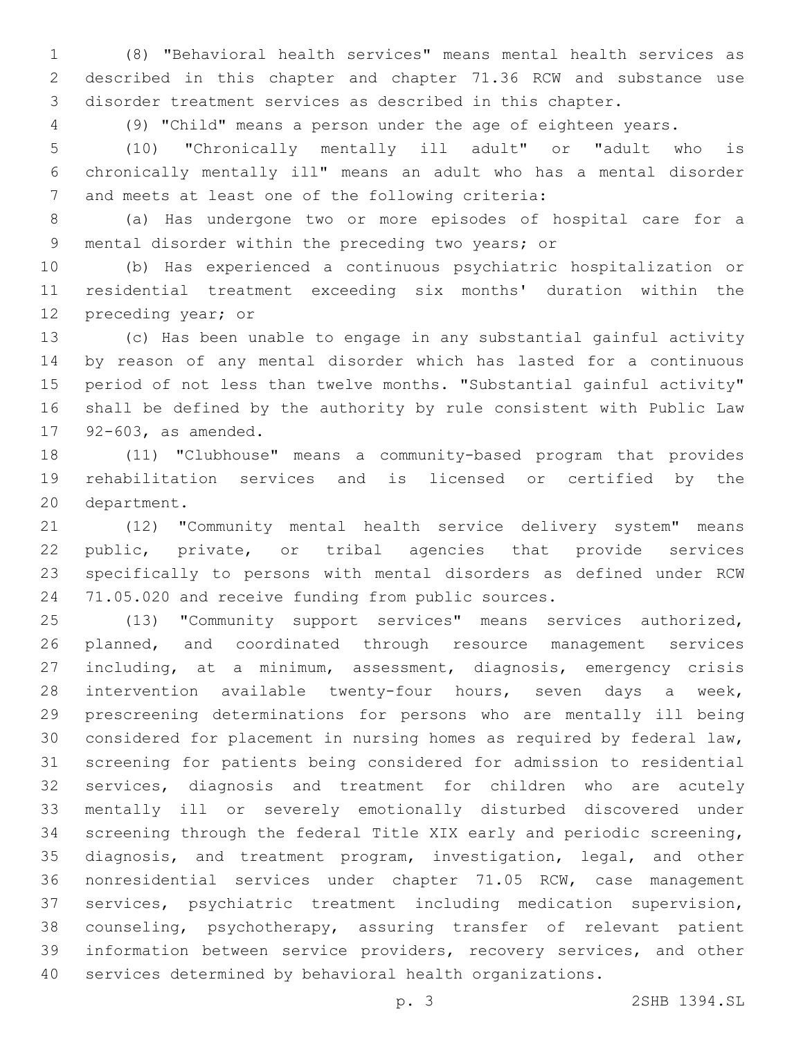(8) "Behavioral health services" means mental health services as described in this chapter and chapter 71.36 RCW and substance use disorder treatment services as described in this chapter.

(9) "Child" means a person under the age of eighteen years.

(10) "Chronically mentally ill adult" or "adult who is chronically mentally ill" means an adult who has a mental disorder and meets at least one of the following criteria:

(a) Has undergone two or more episodes of hospital care for a mental disorder within the preceding two years; or

(b) Has experienced a continuous psychiatric hospitalization or residential treatment exceeding six months' duration within the preceding year; or

(c) Has been unable to engage in any substantial gainful activity by reason of any mental disorder which has lasted for a continuous period of not less than twelve months. "Substantial gainful activity" shall be defined by the authority by rule consistent with Public Law 92-603, as amended.

(11) "Clubhouse" means a community-based program that provides rehabilitation services and is licensed or certified by the department.

(12) "Community mental health service delivery system" means public, private, or tribal agencies that provide services specifically to persons with mental disorders as defined under RCW 71.05.020 and receive funding from public sources.

(13) "Community support services" means services authorized, planned, and coordinated through resource management services including, at a minimum, assessment, diagnosis, emergency crisis intervention available twenty-four hours, seven days a week, prescreening determinations for persons who are mentally ill being considered for placement in nursing homes as required by federal law, screening for patients being considered for admission to residential services, diagnosis and treatment for children who are acutely mentally ill or severely emotionally disturbed discovered under screening through the federal Title XIX early and periodic screening, diagnosis, and treatment program, investigation, legal, and other nonresidential services under chapter 71.05 RCW, case management services, psychiatric treatment including medication supervision, counseling, psychotherapy, assuring transfer of relevant patient information between service providers, recovery services, and other services determined by behavioral health organizations.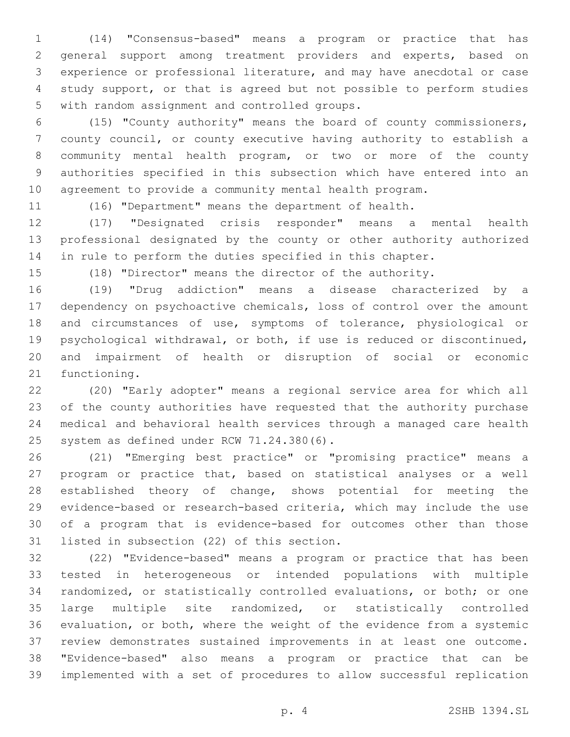(14) "Consensus-based" means a program or practice that has general support among treatment providers and experts, based on experience or professional literature, and may have anecdotal or case study support, or that is agreed but not possible to perform studies with random assignment and controlled groups.

(15) "County authority" means the board of county commissioners, county council, or county executive having authority to establish a community mental health program, or two or more of the county authorities specified in this subsection which have entered into an agreement to provide a community mental health program.

(16) "Department" means the department of health.

(17) "Designated crisis responder" means a mental health professional designated by the county or other authority authorized in rule to perform the duties specified in this chapter.

(18) "Director" means the director of the authority.

(19) "Drug addiction" means a disease characterized by a dependency on psychoactive chemicals, loss of control over the amount and circumstances of use, symptoms of tolerance, physiological or psychological withdrawal, or both, if use is reduced or discontinued, and impairment of health or disruption of social or economic functioning.

(20) "Early adopter" means a regional service area for which all of the county authorities have requested that the authority purchase medical and behavioral health services through a managed care health system as defined under RCW 71.24.380(6).

(21) "Emerging best practice" or "promising practice" means a program or practice that, based on statistical analyses or a well established theory of change, shows potential for meeting the evidence-based or research-based criteria, which may include the use of a program that is evidence-based for outcomes other than those listed in subsection (22) of this section.

(22) "Evidence-based" means a program or practice that has been tested in heterogeneous or intended populations with multiple randomized, or statistically controlled evaluations, or both; or one large multiple site randomized, or statistically controlled evaluation, or both, where the weight of the evidence from a systemic review demonstrates sustained improvements in at least one outcome. "Evidence-based" also means a program or practice that can be implemented with a set of procedures to allow successful replication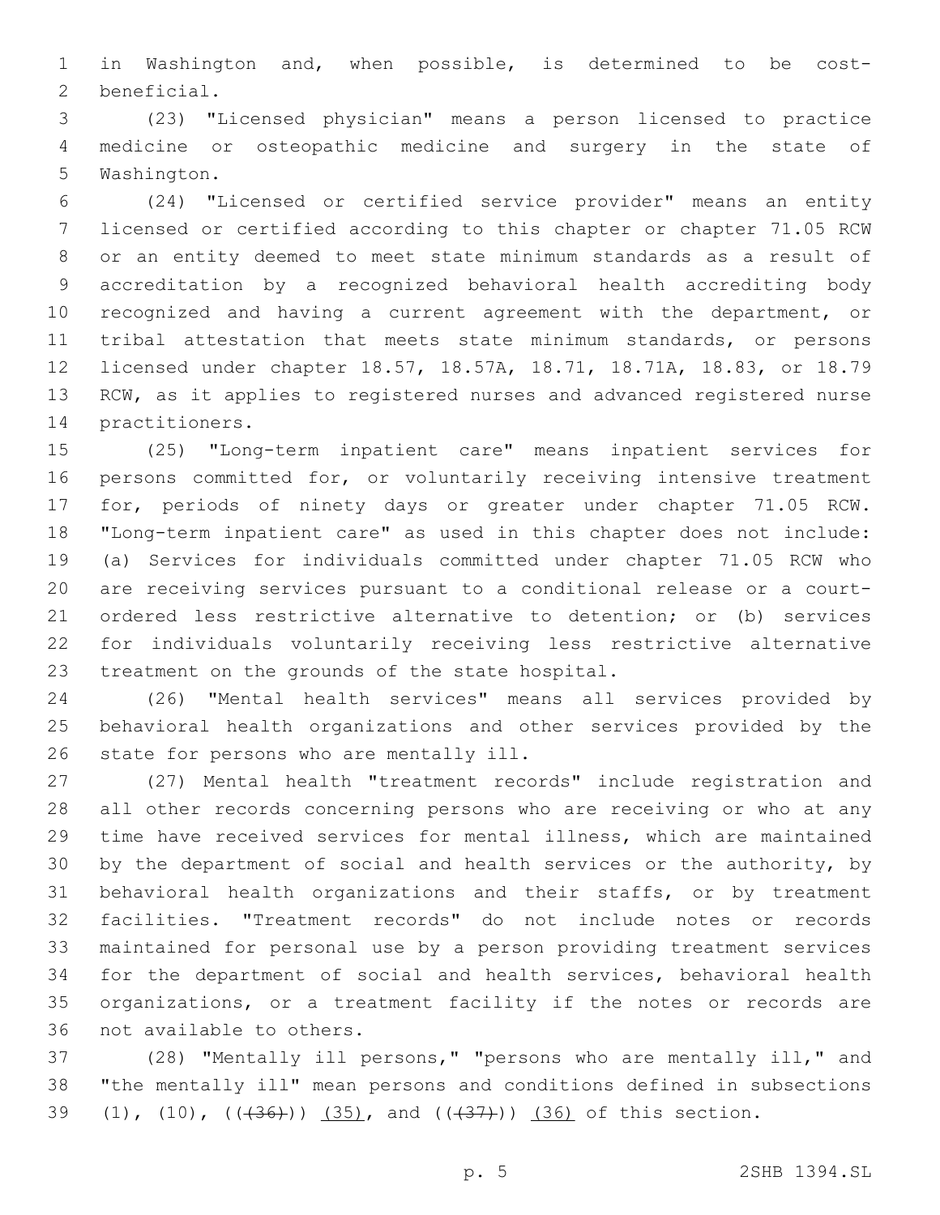in Washington and, when possible, is determined to be cost-beneficial.

(23) "Licensed physician" means a person licensed to practice medicine or osteopathic medicine and surgery in the state of Washington.

(24) "Licensed or certified service provider" means an entity licensed or certified according to this chapter or chapter 71.05 RCW or an entity deemed to meet state minimum standards as a result of accreditation by a recognized behavioral health accrediting body recognized and having a current agreement with the department, or tribal attestation that meets state minimum standards, or persons licensed under chapter 18.57, 18.57A, 18.71, 18.71A, 18.83, or 18.79 RCW, as it applies to registered nurses and advanced registered nurse practitioners.

(25) "Long-term inpatient care" means inpatient services for persons committed for, or voluntarily receiving intensive treatment for, periods of ninety days or greater under chapter 71.05 RCW. "Long-term inpatient care" as used in this chapter does not include: (a) Services for individuals committed under chapter 71.05 RCW who are receiving services pursuant to a conditional release or a court-ordered less restrictive alternative to detention; or (b) services for individuals voluntarily receiving less restrictive alternative treatment on the grounds of the state hospital.

(26) "Mental health services" means all services provided by behavioral health organizations and other services provided by the state for persons who are mentally ill.

(27) Mental health "treatment records" include registration and all other records concerning persons who are receiving or who at any time have received services for mental illness, which are maintained by the department of social and health services or the authority, by behavioral health organizations and their staffs, or by treatment facilities. "Treatment records" do not include notes or records maintained for personal use by a person providing treatment services for the department of social and health services, behavioral health organizations, or a treatment facility if the notes or records are not available to others.

(28) "Mentally ill persons," "persons who are mentally ill," and "the mentally ill" mean persons and conditions defined in subsections (1), (10), ((~~(36)~~)) <u>(35)</u>, and ((~~(37)~~)) <u>(36)</u> of this section.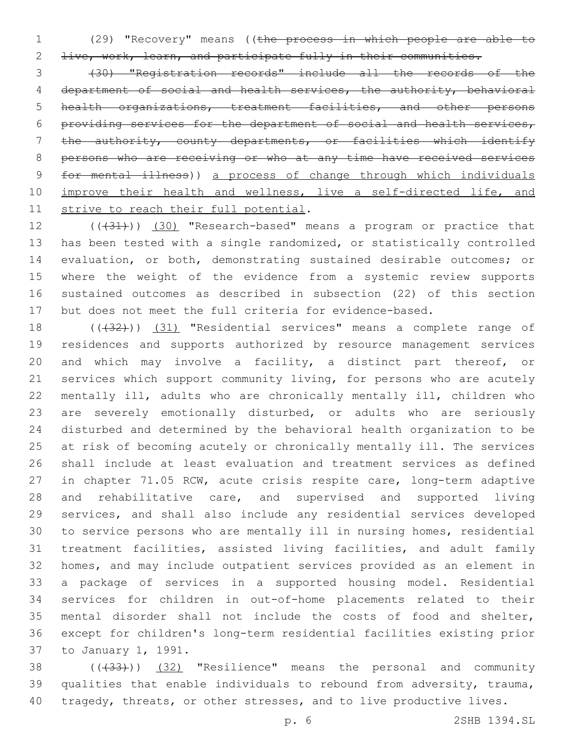(29) "Recovery" means ((~~the process in which people are able to live, work, learn, and participate fully in their communities.~~

~~(30) "Registration records" include all the records of the department of social and health services, the authority, behavioral health organizations, treatment facilities, and other persons providing services for the department of social and health services, the authority, county departments, or facilities which identify persons who are receiving or who at any time have received services for mental illness~~)) <u>a process of change through which individuals improve their health and wellness, live a self-directed life, and strive to reach their full potential</u>.

(((~~31~~))) <u>(30)</u> "Research-based" means a program or practice that has been tested with a single randomized, or statistically controlled evaluation, or both, demonstrating sustained desirable outcomes; or where the weight of the evidence from a systemic review supports sustained outcomes as described in subsection (22) of this section but does not meet the full criteria for evidence-based.

(((~~32~~))) <u>(31)</u> "Residential services" means a complete range of residences and supports authorized by resource management services and which may involve a facility, a distinct part thereof, or services which support community living, for persons who are acutely mentally ill, adults who are chronically mentally ill, children who are severely emotionally disturbed, or adults who are seriously disturbed and determined by the behavioral health organization to be at risk of becoming acutely or chronically mentally ill. The services shall include at least evaluation and treatment services as defined in chapter 71.05 RCW, acute crisis respite care, long-term adaptive and rehabilitative care, and supervised and supported living services, and shall also include any residential services developed to service persons who are mentally ill in nursing homes, residential treatment facilities, assisted living facilities, and adult family homes, and may include outpatient services provided as an element in a package of services in a supported housing model. Residential services for children in out-of-home placements related to their mental disorder shall not include the costs of food and shelter, except for children's long-term residential facilities existing prior to January 1, 1991.

(((~~33~~))) <u>(32)</u> "Resilience" means the personal and community qualities that enable individuals to rebound from adversity, trauma, tragedy, threats, or other stresses, and to live productive lives.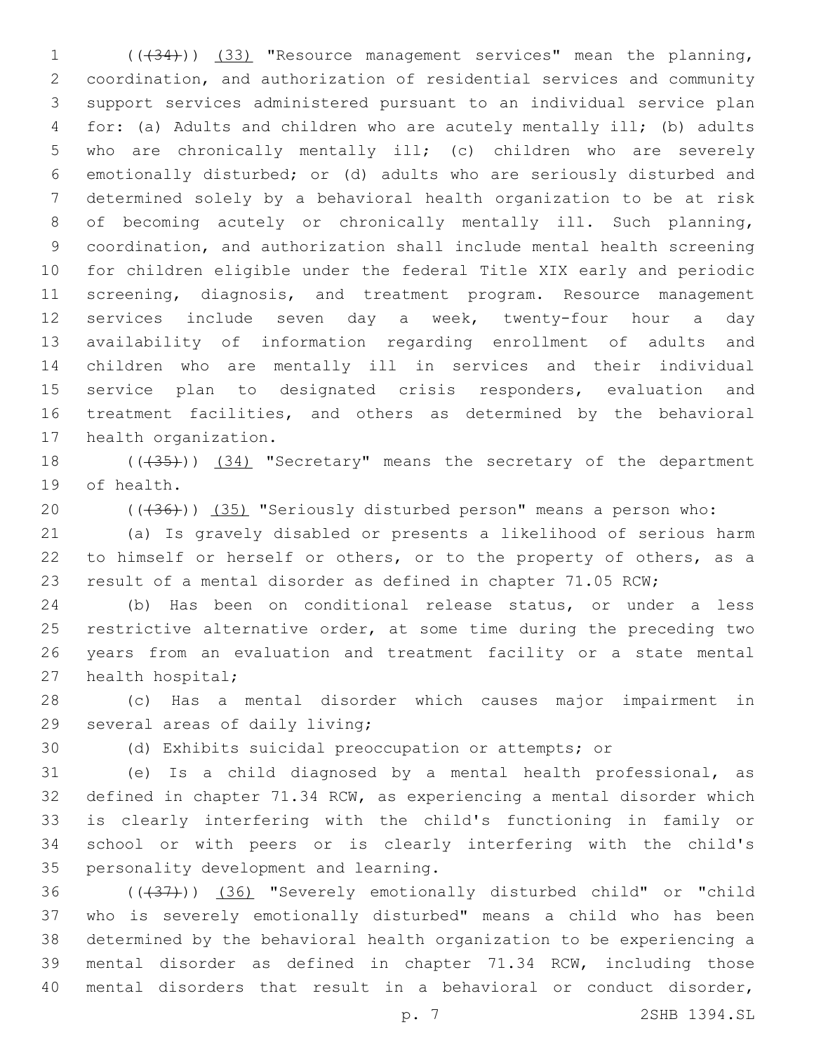((~~(34)~~)) (33) "Resource management services" mean the planning, coordination, and authorization of residential services and community support services administered pursuant to an individual service plan for: (a) Adults and children who are acutely mentally ill; (b) adults who are chronically mentally ill; (c) children who are severely emotionally disturbed; or (d) adults who are seriously disturbed and determined solely by a behavioral health organization to be at risk of becoming acutely or chronically mentally ill. Such planning, coordination, and authorization shall include mental health screening for children eligible under the federal Title XIX early and periodic screening, diagnosis, and treatment program. Resource management services include seven day a week, twenty-four hour a day availability of information regarding enrollment of adults and children who are mentally ill in services and their individual service plan to designated crisis responders, evaluation and treatment facilities, and others as determined by the behavioral health organization.

((~~(35)~~)) (34) "Secretary" means the secretary of the department of health.

((~~(36)~~)) (35) "Seriously disturbed person" means a person who:

(a) Is gravely disabled or presents a likelihood of serious harm to himself or herself or others, or to the property of others, as a result of a mental disorder as defined in chapter 71.05 RCW;

(b) Has been on conditional release status, or under a less restrictive alternative order, at some time during the preceding two years from an evaluation and treatment facility or a state mental health hospital;

(c) Has a mental disorder which causes major impairment in several areas of daily living;

(d) Exhibits suicidal preoccupation or attempts; or

(e) Is a child diagnosed by a mental health professional, as defined in chapter 71.34 RCW, as experiencing a mental disorder which is clearly interfering with the child's functioning in family or school or with peers or is clearly interfering with the child's personality development and learning.

((~~(37)~~)) (36) "Severely emotionally disturbed child" or "child who is severely emotionally disturbed" means a child who has been determined by the behavioral health organization to be experiencing a mental disorder as defined in chapter 71.34 RCW, including those mental disorders that result in a behavioral or conduct disorder,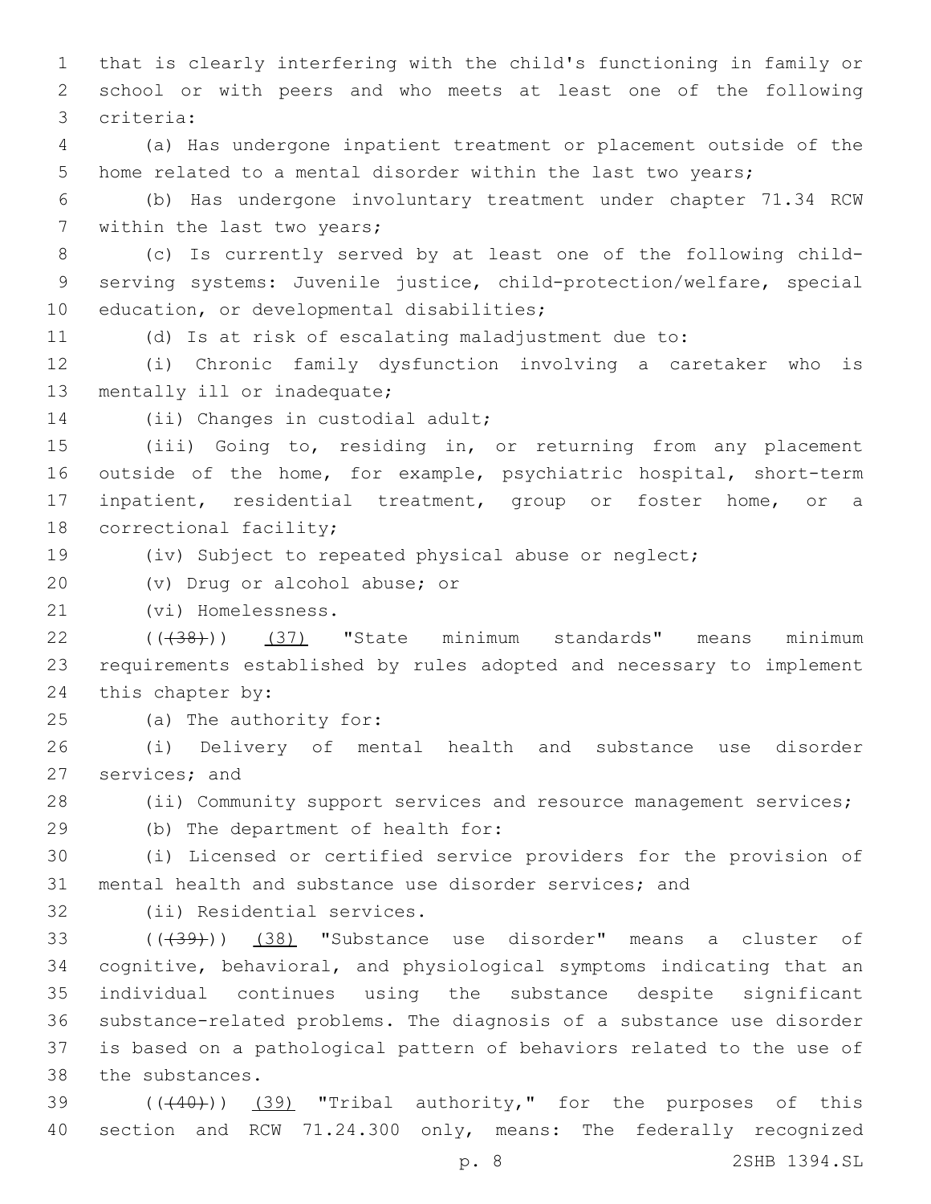that is clearly interfering with the child's functioning in family or school or with peers and who meets at least one of the following criteria:

(a) Has undergone inpatient treatment or placement outside of the home related to a mental disorder within the last two years;

(b) Has undergone involuntary treatment under chapter 71.34 RCW within the last two years;

(c) Is currently served by at least one of the following child-serving systems: Juvenile justice, child-protection/welfare, special education, or developmental disabilities;

(d) Is at risk of escalating maladjustment due to:

(i) Chronic family dysfunction involving a caretaker who is mentally ill or inadequate;

(ii) Changes in custodial adult;

(iii) Going to, residing in, or returning from any placement outside of the home, for example, psychiatric hospital, short-term inpatient, residential treatment, group or foster home, or a correctional facility;

(iv) Subject to repeated physical abuse or neglect;

(v) Drug or alcohol abuse; or

(vi) Homelessness.

(((38))) (37) "State minimum standards" means minimum requirements established by rules adopted and necessary to implement this chapter by:

(a) The authority for:

(i) Delivery of mental health and substance use disorder services; and

(ii) Community support services and resource management services;

(b) The department of health for:

(i) Licensed or certified service providers for the provision of mental health and substance use disorder services; and

(ii) Residential services.

(((39))) (38) "Substance use disorder" means a cluster of cognitive, behavioral, and physiological symptoms indicating that an individual continues using the substance despite significant substance-related problems. The diagnosis of a substance use disorder is based on a pathological pattern of behaviors related to the use of the substances.

(((40))) (39) "Tribal authority," for the purposes of this section and RCW 71.24.300 only, means: The federally recognized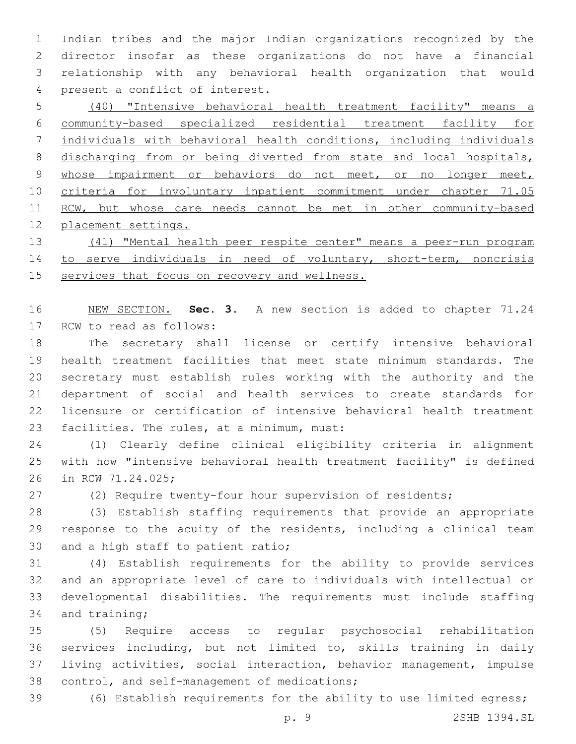Indian tribes and the major Indian organizations recognized by the director insofar as these organizations do not have a financial relationship with any behavioral health organization that would present a conflict of interest.

(40) "Intensive behavioral health treatment facility" means a community-based specialized residential treatment facility for individuals with behavioral health conditions, including individuals discharging from or being diverted from state and local hospitals, whose impairment or behaviors do not meet, or no longer meet, criteria for involuntary inpatient commitment under chapter 71.05 RCW, but whose care needs cannot be met in other community-based placement settings.

(41) "Mental health peer respite center" means a peer-run program to serve individuals in need of voluntary, short-term, noncrisis services that focus on recovery and wellness.

NEW SECTION. **Sec. 3.** A new section is added to chapter 71.24 RCW to read as follows:

The secretary shall license or certify intensive behavioral health treatment facilities that meet state minimum standards. The secretary must establish rules working with the authority and the department of social and health services to create standards for licensure or certification of intensive behavioral health treatment facilities. The rules, at a minimum, must:

(1) Clearly define clinical eligibility criteria in alignment with how "intensive behavioral health treatment facility" is defined in RCW 71.24.025;

(2) Require twenty-four hour supervision of residents;

(3) Establish staffing requirements that provide an appropriate response to the acuity of the residents, including a clinical team and a high staff to patient ratio;

(4) Establish requirements for the ability to provide services and an appropriate level of care to individuals with intellectual or developmental disabilities. The requirements must include staffing and training;

(5) Require access to regular psychosocial rehabilitation services including, but not limited to, skills training in daily living activities, social interaction, behavior management, impulse control, and self-management of medications;

(6) Establish requirements for the ability to use limited egress;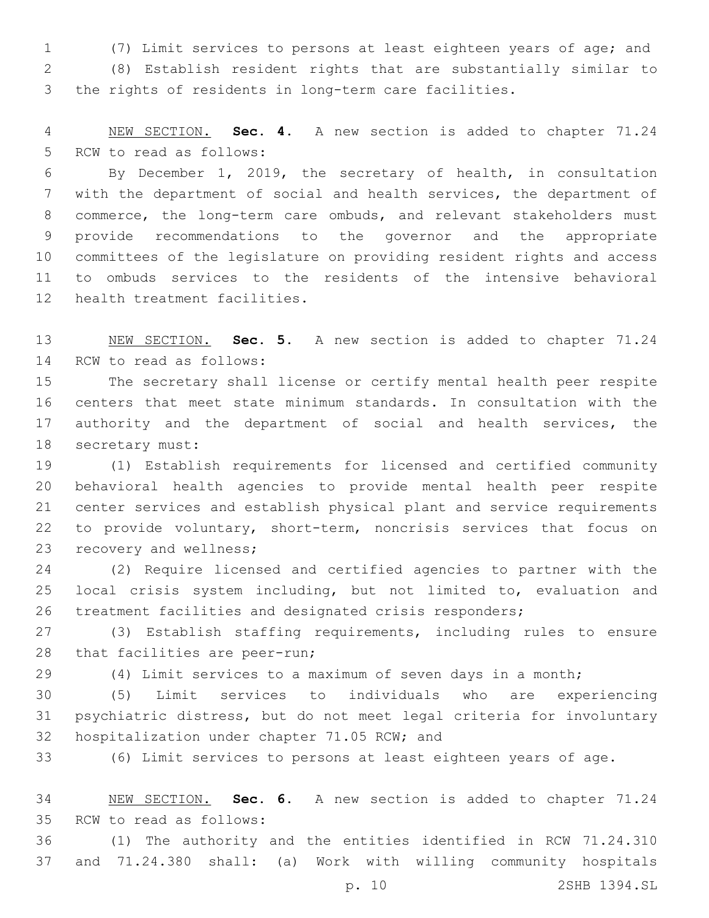(7) Limit services to persons at least eighteen years of age; and

(8) Establish resident rights that are substantially similar to the rights of residents in long-term care facilities.

NEW SECTION. **Sec. 4.** A new section is added to chapter 71.24 RCW to read as follows:

By December 1, 2019, the secretary of health, in consultation with the department of social and health services, the department of commerce, the long-term care ombuds, and relevant stakeholders must provide recommendations to the governor and the appropriate committees of the legislature on providing resident rights and access to ombuds services to the residents of the intensive behavioral health treatment facilities.

NEW SECTION. **Sec. 5.** A new section is added to chapter 71.24 RCW to read as follows:

The secretary shall license or certify mental health peer respite centers that meet state minimum standards. In consultation with the authority and the department of social and health services, the secretary must:

(1) Establish requirements for licensed and certified community behavioral health agencies to provide mental health peer respite center services and establish physical plant and service requirements to provide voluntary, short-term, noncrisis services that focus on recovery and wellness;

(2) Require licensed and certified agencies to partner with the local crisis system including, but not limited to, evaluation and treatment facilities and designated crisis responders;

(3) Establish staffing requirements, including rules to ensure that facilities are peer-run;

(4) Limit services to a maximum of seven days in a month;

(5) Limit services to individuals who are experiencing psychiatric distress, but do not meet legal criteria for involuntary hospitalization under chapter 71.05 RCW; and

(6) Limit services to persons at least eighteen years of age.

NEW SECTION. **Sec. 6.** A new section is added to chapter 71.24 RCW to read as follows:

(1) The authority and the entities identified in RCW 71.24.310 and 71.24.380 shall: (a) Work with willing community hospitals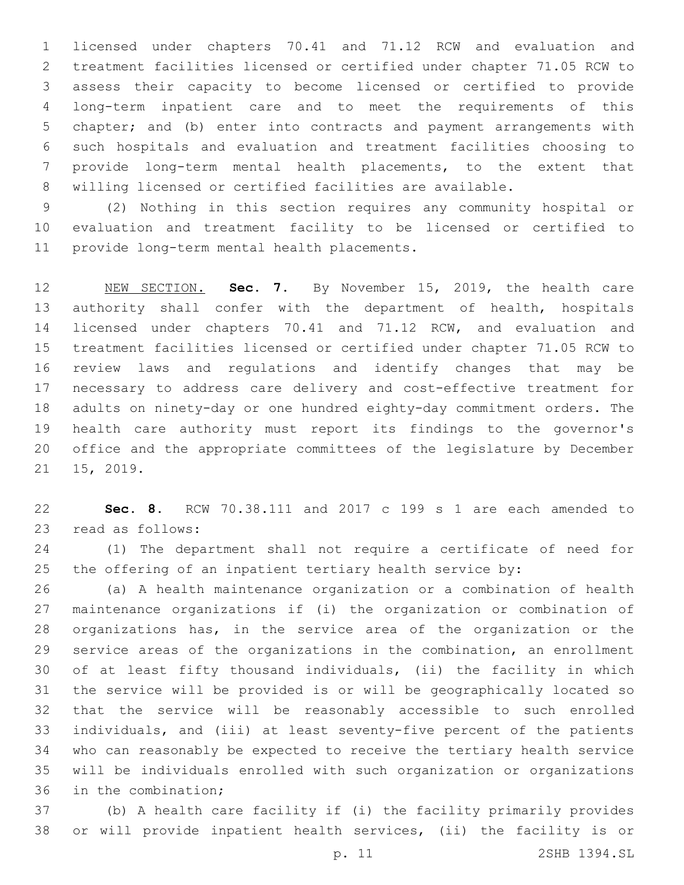licensed under chapters 70.41 and 71.12 RCW and evaluation and treatment facilities licensed or certified under chapter 71.05 RCW to assess their capacity to become licensed or certified to provide long-term inpatient care and to meet the requirements of this chapter; and (b) enter into contracts and payment arrangements with such hospitals and evaluation and treatment facilities choosing to provide long-term mental health placements, to the extent that willing licensed or certified facilities are available.

(2) Nothing in this section requires any community hospital or evaluation and treatment facility to be licensed or certified to provide long-term mental health placements.

NEW SECTION. **Sec. 7.** By November 15, 2019, the health care authority shall confer with the department of health, hospitals licensed under chapters 70.41 and 71.12 RCW, and evaluation and treatment facilities licensed or certified under chapter 71.05 RCW to review laws and regulations and identify changes that may be necessary to address care delivery and cost-effective treatment for adults on ninety-day or one hundred eighty-day commitment orders. The health care authority must report its findings to the governor's office and the appropriate committees of the legislature by December 15, 2019.

**Sec. 8.** RCW 70.38.111 and 2017 c 199 s 1 are each amended to read as follows:

(1) The department shall not require a certificate of need for the offering of an inpatient tertiary health service by:

(a) A health maintenance organization or a combination of health maintenance organizations if (i) the organization or combination of organizations has, in the service area of the organization or the service areas of the organizations in the combination, an enrollment of at least fifty thousand individuals, (ii) the facility in which the service will be provided is or will be geographically located so that the service will be reasonably accessible to such enrolled individuals, and (iii) at least seventy-five percent of the patients who can reasonably be expected to receive the tertiary health service will be individuals enrolled with such organization or organizations in the combination;

(b) A health care facility if (i) the facility primarily provides or will provide inpatient health services, (ii) the facility is or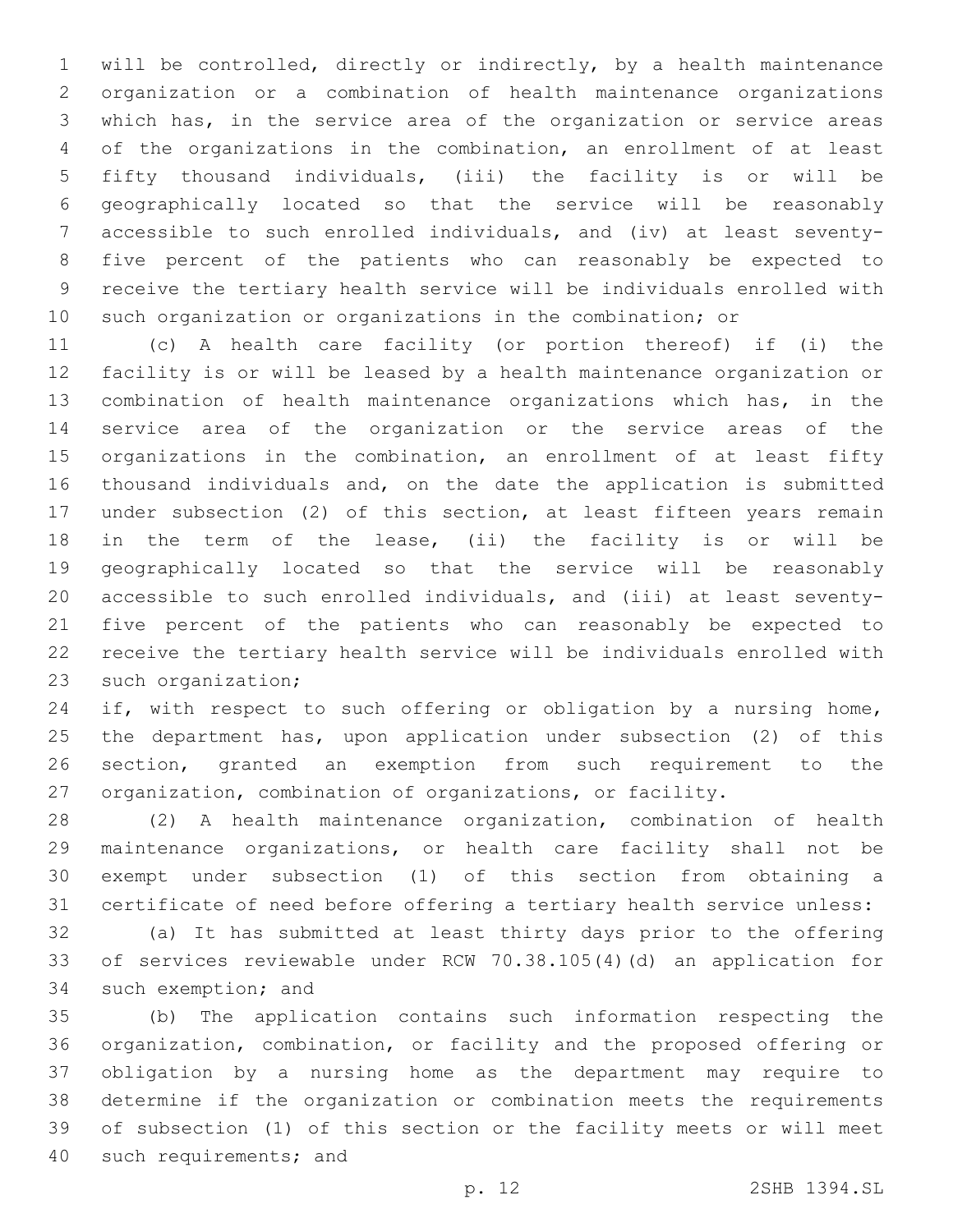will be controlled, directly or indirectly, by a health maintenance organization or a combination of health maintenance organizations which has, in the service area of the organization or service areas of the organizations in the combination, an enrollment of at least fifty thousand individuals, (iii) the facility is or will be geographically located so that the service will be reasonably accessible to such enrolled individuals, and (iv) at least seventy-five percent of the patients who can reasonably be expected to receive the tertiary health service will be individuals enrolled with such organization or organizations in the combination; or

(c) A health care facility (or portion thereof) if (i) the facility is or will be leased by a health maintenance organization or combination of health maintenance organizations which has, in the service area of the organization or the service areas of the organizations in the combination, an enrollment of at least fifty thousand individuals and, on the date the application is submitted under subsection (2) of this section, at least fifteen years remain in the term of the lease, (ii) the facility is or will be geographically located so that the service will be reasonably accessible to such enrolled individuals, and (iii) at least seventy-five percent of the patients who can reasonably be expected to receive the tertiary health service will be individuals enrolled with such organization;

if, with respect to such offering or obligation by a nursing home, the department has, upon application under subsection (2) of this section, granted an exemption from such requirement to the organization, combination of organizations, or facility.

(2) A health maintenance organization, combination of health maintenance organizations, or health care facility shall not be exempt under subsection (1) of this section from obtaining a certificate of need before offering a tertiary health service unless:

(a) It has submitted at least thirty days prior to the offering of services reviewable under RCW 70.38.105(4)(d) an application for such exemption; and

(b) The application contains such information respecting the organization, combination, or facility and the proposed offering or obligation by a nursing home as the department may require to determine if the organization or combination meets the requirements of subsection (1) of this section or the facility meets or will meet such requirements; and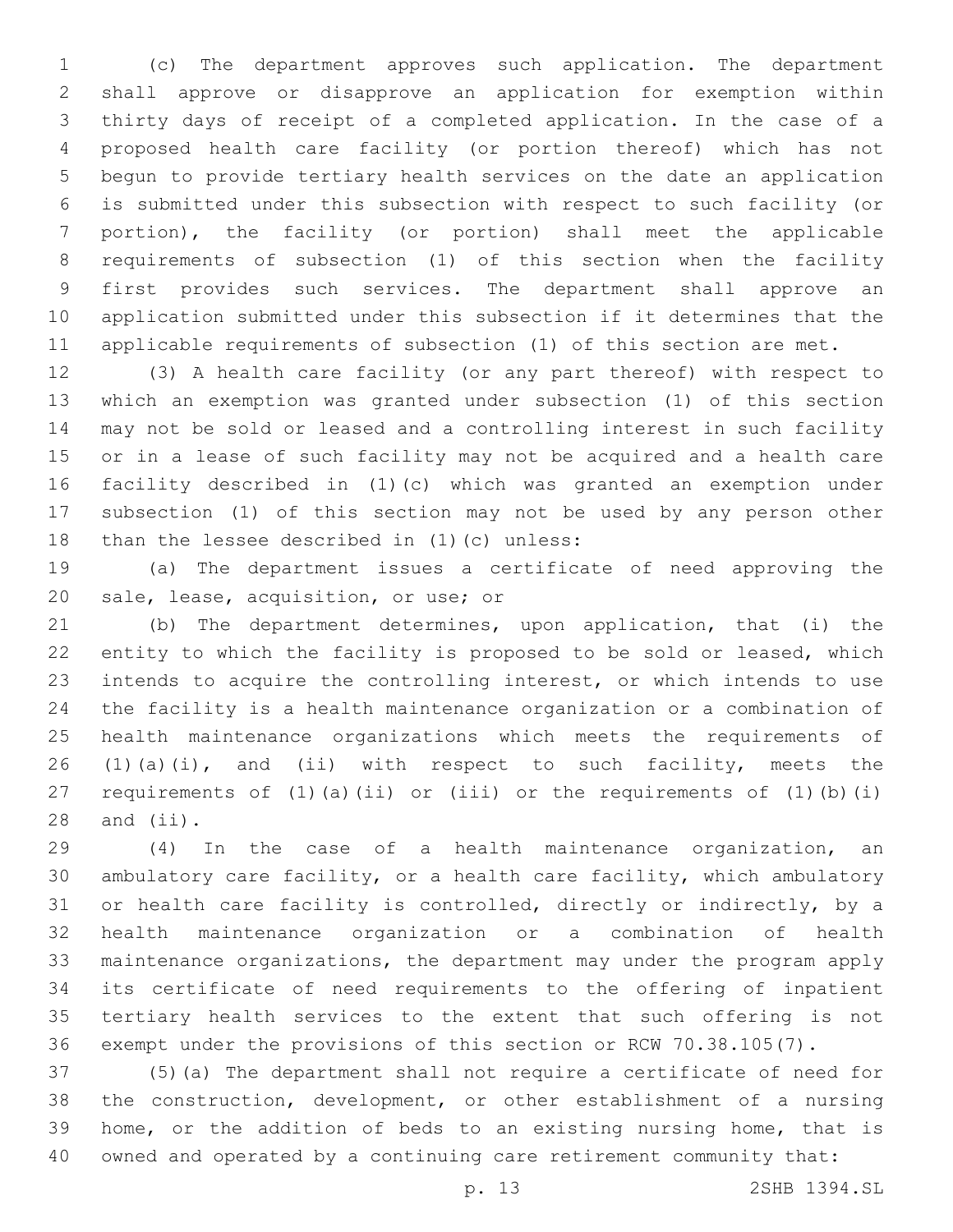(c) The department approves such application. The department shall approve or disapprove an application for exemption within thirty days of receipt of a completed application. In the case of a proposed health care facility (or portion thereof) which has not begun to provide tertiary health services on the date an application is submitted under this subsection with respect to such facility (or portion), the facility (or portion) shall meet the applicable requirements of subsection (1) of this section when the facility first provides such services. The department shall approve an application submitted under this subsection if it determines that the applicable requirements of subsection (1) of this section are met.

(3) A health care facility (or any part thereof) with respect to which an exemption was granted under subsection (1) of this section may not be sold or leased and a controlling interest in such facility or in a lease of such facility may not be acquired and a health care facility described in (1)(c) which was granted an exemption under subsection (1) of this section may not be used by any person other than the lessee described in (1)(c) unless:

(a) The department issues a certificate of need approving the sale, lease, acquisition, or use; or

(b) The department determines, upon application, that (i) the entity to which the facility is proposed to be sold or leased, which intends to acquire the controlling interest, or which intends to use the facility is a health maintenance organization or a combination of health maintenance organizations which meets the requirements of (1)(a)(i), and (ii) with respect to such facility, meets the requirements of (1)(a)(ii) or (iii) or the requirements of (1)(b)(i) and (ii).

(4) In the case of a health maintenance organization, an ambulatory care facility, or a health care facility, which ambulatory or health care facility is controlled, directly or indirectly, by a health maintenance organization or a combination of health maintenance organizations, the department may under the program apply its certificate of need requirements to the offering of inpatient tertiary health services to the extent that such offering is not exempt under the provisions of this section or RCW 70.38.105(7).

(5)(a) The department shall not require a certificate of need for the construction, development, or other establishment of a nursing home, or the addition of beds to an existing nursing home, that is owned and operated by a continuing care retirement community that: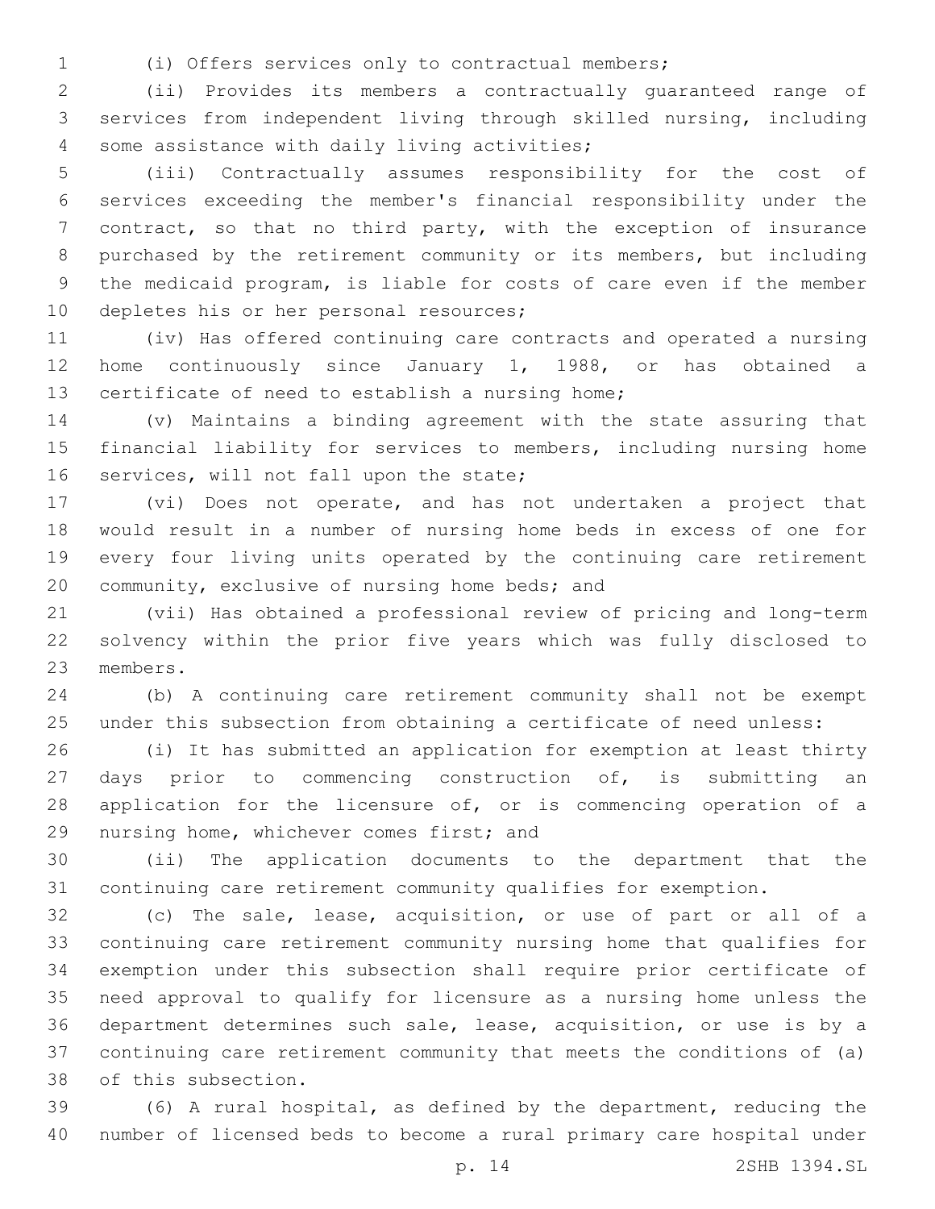(i) Offers services only to contractual members;

(ii) Provides its members a contractually guaranteed range of services from independent living through skilled nursing, including some assistance with daily living activities;

(iii) Contractually assumes responsibility for the cost of services exceeding the member's financial responsibility under the contract, so that no third party, with the exception of insurance purchased by the retirement community or its members, but including the medicaid program, is liable for costs of care even if the member depletes his or her personal resources;

(iv) Has offered continuing care contracts and operated a nursing home continuously since January 1, 1988, or has obtained a certificate of need to establish a nursing home;

(v) Maintains a binding agreement with the state assuring that financial liability for services to members, including nursing home services, will not fall upon the state;

(vi) Does not operate, and has not undertaken a project that would result in a number of nursing home beds in excess of one for every four living units operated by the continuing care retirement community, exclusive of nursing home beds; and

(vii) Has obtained a professional review of pricing and long-term solvency within the prior five years which was fully disclosed to members.

(b) A continuing care retirement community shall not be exempt under this subsection from obtaining a certificate of need unless:

(i) It has submitted an application for exemption at least thirty days prior to commencing construction of, is submitting an application for the licensure of, or is commencing operation of a nursing home, whichever comes first; and

(ii) The application documents to the department that the continuing care retirement community qualifies for exemption.

(c) The sale, lease, acquisition, or use of part or all of a continuing care retirement community nursing home that qualifies for exemption under this subsection shall require prior certificate of need approval to qualify for licensure as a nursing home unless the department determines such sale, lease, acquisition, or use is by a continuing care retirement community that meets the conditions of (a) of this subsection.

(6) A rural hospital, as defined by the department, reducing the number of licensed beds to become a rural primary care hospital under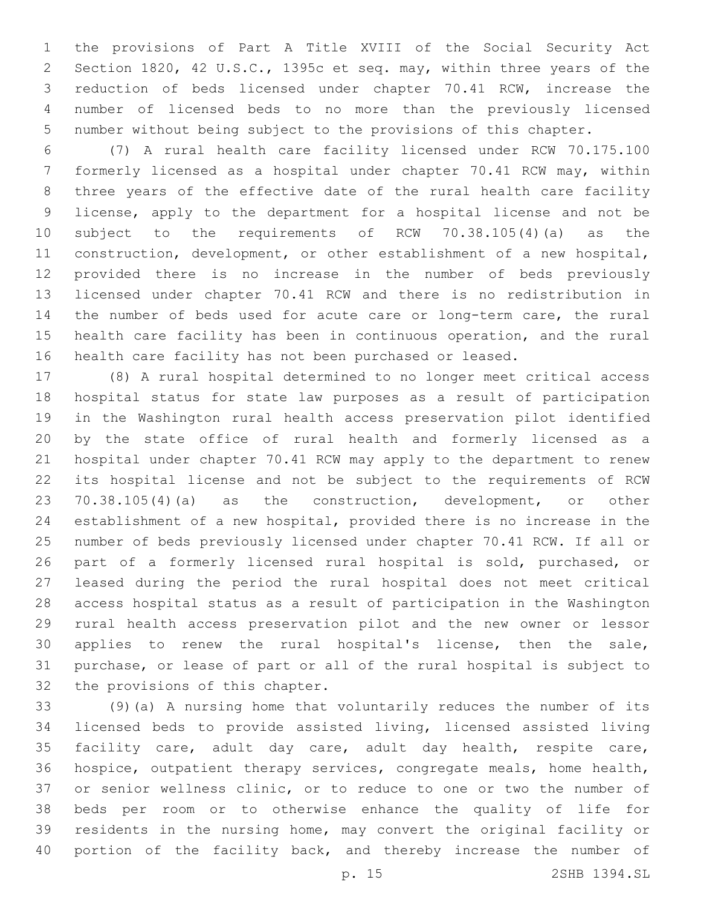the provisions of Part A Title XVIII of the Social Security Act Section 1820, 42 U.S.C., 1395c et seq. may, within three years of the reduction of beds licensed under chapter 70.41 RCW, increase the number of licensed beds to no more than the previously licensed number without being subject to the provisions of this chapter.

(7) A rural health care facility licensed under RCW 70.175.100 formerly licensed as a hospital under chapter 70.41 RCW may, within three years of the effective date of the rural health care facility license, apply to the department for a hospital license and not be subject to the requirements of RCW 70.38.105(4)(a) as the construction, development, or other establishment of a new hospital, provided there is no increase in the number of beds previously licensed under chapter 70.41 RCW and there is no redistribution in the number of beds used for acute care or long-term care, the rural health care facility has been in continuous operation, and the rural health care facility has not been purchased or leased.

(8) A rural hospital determined to no longer meet critical access hospital status for state law purposes as a result of participation in the Washington rural health access preservation pilot identified by the state office of rural health and formerly licensed as a hospital under chapter 70.41 RCW may apply to the department to renew its hospital license and not be subject to the requirements of RCW 70.38.105(4)(a) as the construction, development, or other establishment of a new hospital, provided there is no increase in the number of beds previously licensed under chapter 70.41 RCW. If all or part of a formerly licensed rural hospital is sold, purchased, or leased during the period the rural hospital does not meet critical access hospital status as a result of participation in the Washington rural health access preservation pilot and the new owner or lessor applies to renew the rural hospital's license, then the sale, purchase, or lease of part or all of the rural hospital is subject to the provisions of this chapter.

(9)(a) A nursing home that voluntarily reduces the number of its licensed beds to provide assisted living, licensed assisted living facility care, adult day care, adult day health, respite care, hospice, outpatient therapy services, congregate meals, home health, or senior wellness clinic, or to reduce to one or two the number of beds per room or to otherwise enhance the quality of life for residents in the nursing home, may convert the original facility or portion of the facility back, and thereby increase the number of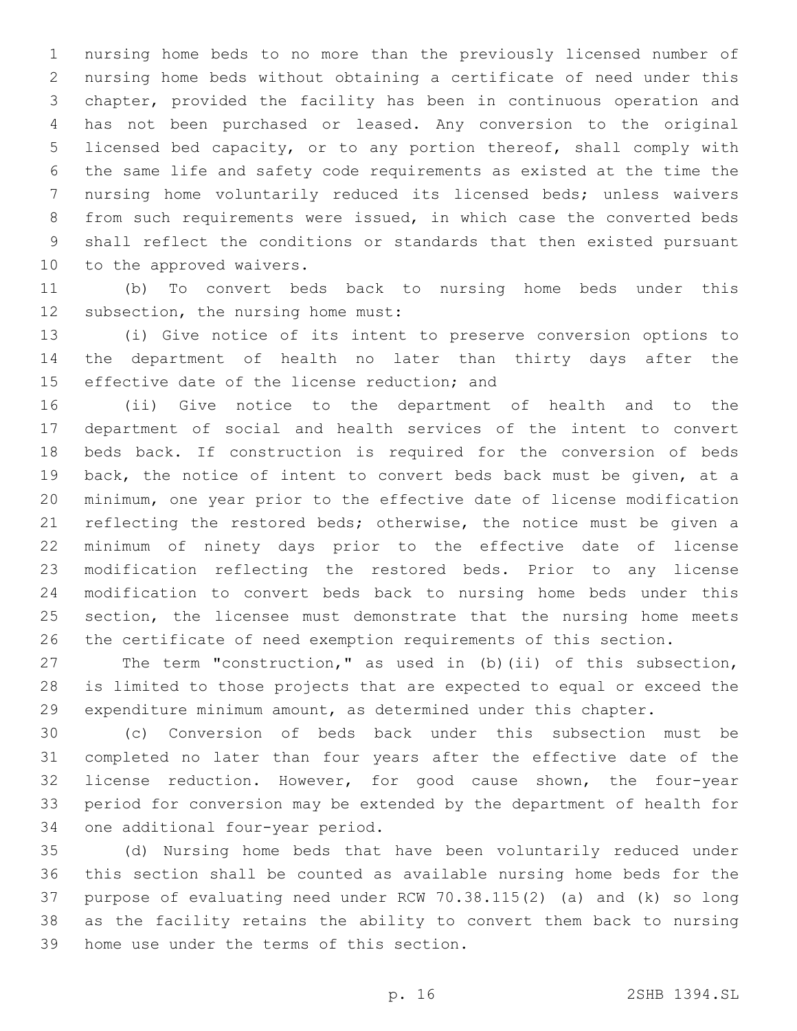nursing home beds to no more than the previously licensed number of nursing home beds without obtaining a certificate of need under this chapter, provided the facility has been in continuous operation and has not been purchased or leased. Any conversion to the original licensed bed capacity, or to any portion thereof, shall comply with the same life and safety code requirements as existed at the time the nursing home voluntarily reduced its licensed beds; unless waivers from such requirements were issued, in which case the converted beds shall reflect the conditions or standards that then existed pursuant to the approved waivers.

(b) To convert beds back to nursing home beds under this subsection, the nursing home must:

(i) Give notice of its intent to preserve conversion options to the department of health no later than thirty days after the effective date of the license reduction; and

(ii) Give notice to the department of health and to the department of social and health services of the intent to convert beds back. If construction is required for the conversion of beds back, the notice of intent to convert beds back must be given, at a minimum, one year prior to the effective date of license modification reflecting the restored beds; otherwise, the notice must be given a minimum of ninety days prior to the effective date of license modification reflecting the restored beds. Prior to any license modification to convert beds back to nursing home beds under this section, the licensee must demonstrate that the nursing home meets the certificate of need exemption requirements of this section.

The term "construction," as used in (b)(ii) of this subsection, is limited to those projects that are expected to equal or exceed the expenditure minimum amount, as determined under this chapter.

(c) Conversion of beds back under this subsection must be completed no later than four years after the effective date of the license reduction. However, for good cause shown, the four-year period for conversion may be extended by the department of health for one additional four-year period.

(d) Nursing home beds that have been voluntarily reduced under this section shall be counted as available nursing home beds for the purpose of evaluating need under RCW 70.38.115(2) (a) and (k) so long as the facility retains the ability to convert them back to nursing home use under the terms of this section.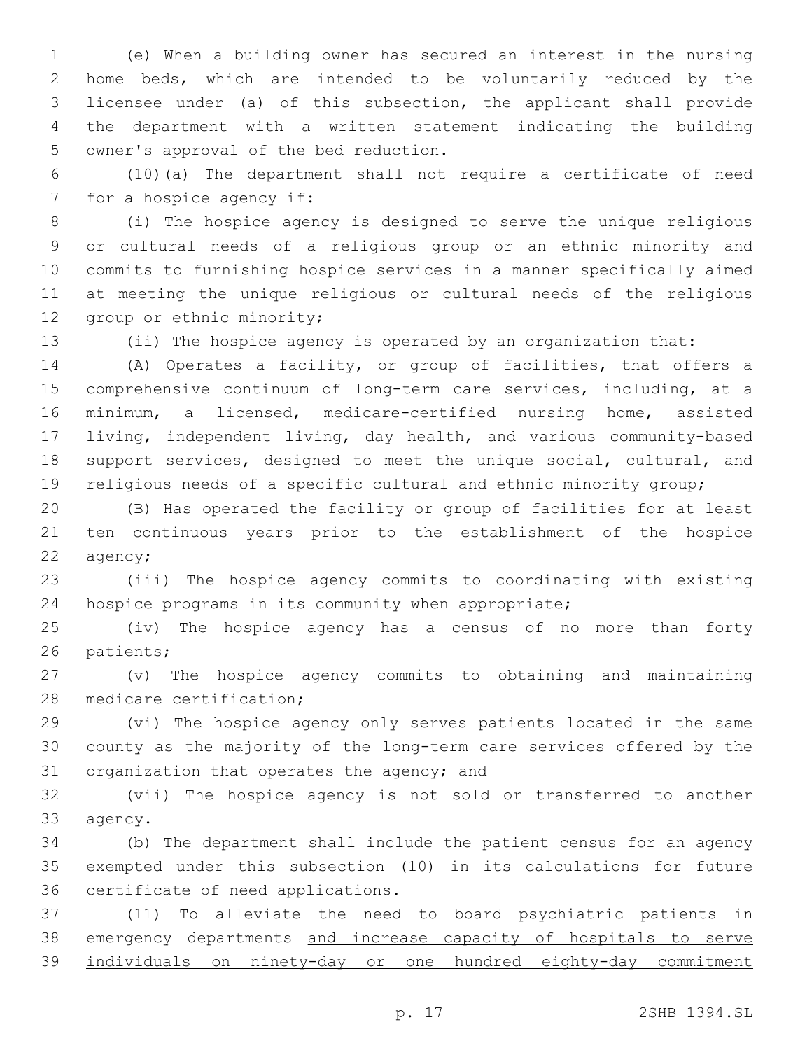(e) When a building owner has secured an interest in the nursing home beds, which are intended to be voluntarily reduced by the licensee under (a) of this subsection, the applicant shall provide the department with a written statement indicating the building owner's approval of the bed reduction.

(10)(a) The department shall not require a certificate of need for a hospice agency if:

(i) The hospice agency is designed to serve the unique religious or cultural needs of a religious group or an ethnic minority and commits to furnishing hospice services in a manner specifically aimed at meeting the unique religious or cultural needs of the religious group or ethnic minority;

(ii) The hospice agency is operated by an organization that:

(A) Operates a facility, or group of facilities, that offers a comprehensive continuum of long-term care services, including, at a minimum, a licensed, medicare-certified nursing home, assisted living, independent living, day health, and various community-based support services, designed to meet the unique social, cultural, and religious needs of a specific cultural and ethnic minority group;

(B) Has operated the facility or group of facilities for at least ten continuous years prior to the establishment of the hospice agency;

(iii) The hospice agency commits to coordinating with existing hospice programs in its community when appropriate;

(iv) The hospice agency has a census of no more than forty patients;

(v) The hospice agency commits to obtaining and maintaining medicare certification;

(vi) The hospice agency only serves patients located in the same county as the majority of the long-term care services offered by the organization that operates the agency; and

(vii) The hospice agency is not sold or transferred to another agency.

(b) The department shall include the patient census for an agency exempted under this subsection (10) in its calculations for future certificate of need applications.

(11) To alleviate the need to board psychiatric patients in emergency departments <u>and increase capacity of hospitals to serve individuals on ninety-day or one hundred eighty-day commitment</u>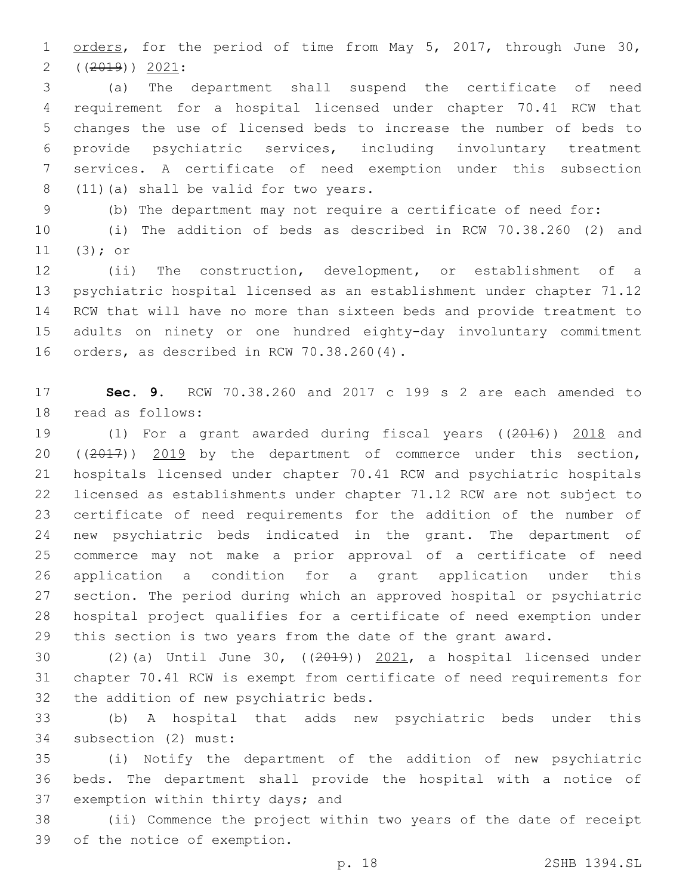orders, for the period of time from May 5, 2017, through June 30, ((~~2019~~)) 2021:

(a) The department shall suspend the certificate of need requirement for a hospital licensed under chapter 70.41 RCW that changes the use of licensed beds to increase the number of beds to provide psychiatric services, including involuntary treatment services. A certificate of need exemption under this subsection (11)(a) shall be valid for two years.

(b) The department may not require a certificate of need for:

(i) The addition of beds as described in RCW 70.38.260 (2) and (3); or

(ii) The construction, development, or establishment of a psychiatric hospital licensed as an establishment under chapter 71.12 RCW that will have no more than sixteen beds and provide treatment to adults on ninety or one hundred eighty-day involuntary commitment orders, as described in RCW 70.38.260(4).

**Sec. 9.** RCW 70.38.260 and 2017 c 199 s 2 are each amended to read as follows:

(1) For a grant awarded during fiscal years ((~~2016~~)) 2018 and ((~~2017~~)) 2019 by the department of commerce under this section, hospitals licensed under chapter 70.41 RCW and psychiatric hospitals licensed as establishments under chapter 71.12 RCW are not subject to certificate of need requirements for the addition of the number of new psychiatric beds indicated in the grant. The department of commerce may not make a prior approval of a certificate of need application a condition for a grant application under this section. The period during which an approved hospital or psychiatric hospital project qualifies for a certificate of need exemption under this section is two years from the date of the grant award.

(2)(a) Until June 30, ((~~2019~~)) 2021, a hospital licensed under chapter 70.41 RCW is exempt from certificate of need requirements for the addition of new psychiatric beds.

(b) A hospital that adds new psychiatric beds under this subsection (2) must:

(i) Notify the department of the addition of new psychiatric beds. The department shall provide the hospital with a notice of exemption within thirty days; and

(ii) Commence the project within two years of the date of receipt of the notice of exemption.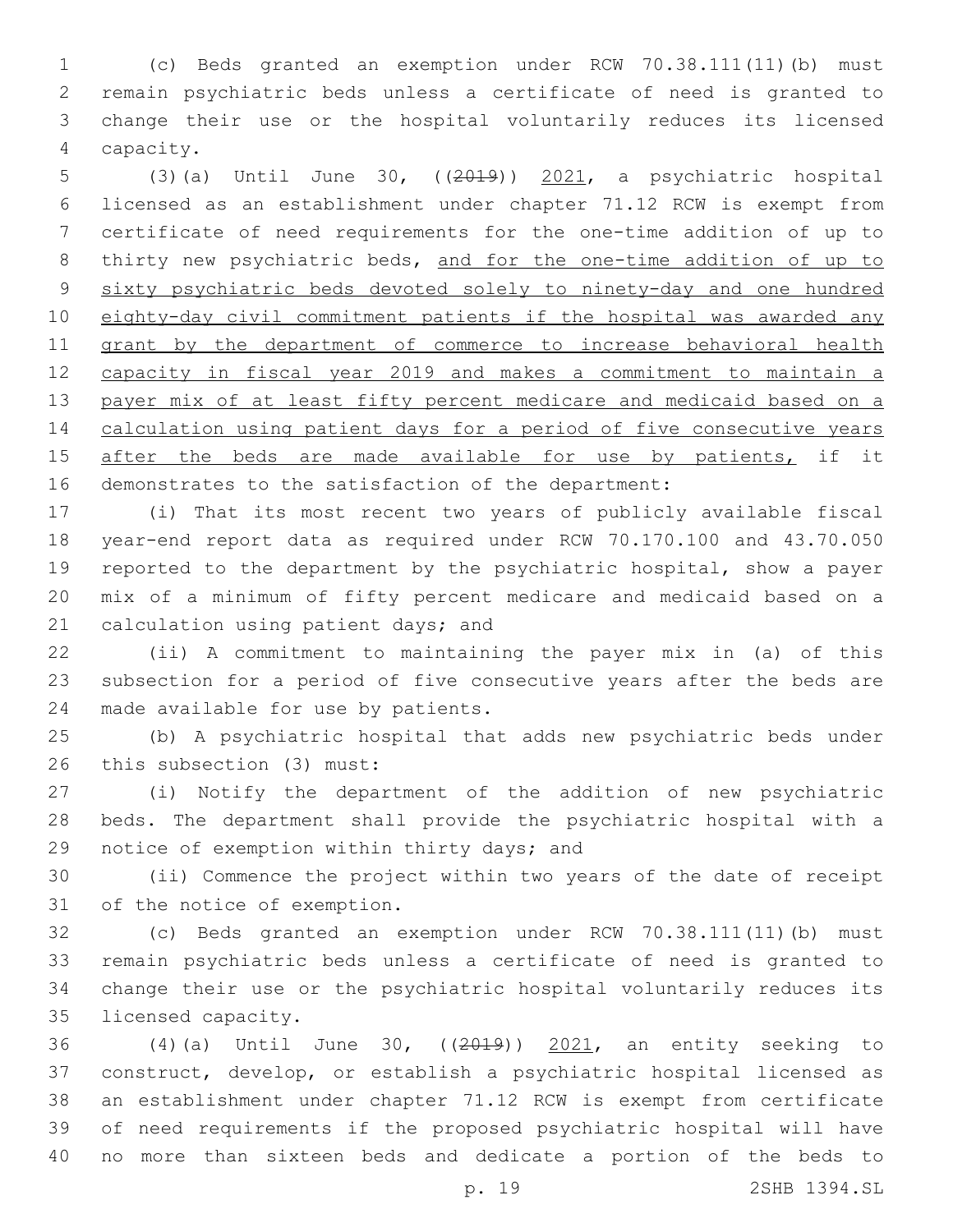(c) Beds granted an exemption under RCW 70.38.111(11)(b) must remain psychiatric beds unless a certificate of need is granted to change their use or the hospital voluntarily reduces its licensed capacity.

(3)(a) Until June 30, ((2019)) 2021, a psychiatric hospital licensed as an establishment under chapter 71.12 RCW is exempt from certificate of need requirements for the one-time addition of up to thirty new psychiatric beds, and for the one-time addition of up to sixty psychiatric beds devoted solely to ninety-day and one hundred eighty-day civil commitment patients if the hospital was awarded any grant by the department of commerce to increase behavioral health capacity in fiscal year 2019 and makes a commitment to maintain a payer mix of at least fifty percent medicare and medicaid based on a calculation using patient days for a period of five consecutive years after the beds are made available for use by patients, if it demonstrates to the satisfaction of the department:

(i) That its most recent two years of publicly available fiscal year-end report data as required under RCW 70.170.100 and 43.70.050 reported to the department by the psychiatric hospital, show a payer mix of a minimum of fifty percent medicare and medicaid based on a calculation using patient days; and

(ii) A commitment to maintaining the payer mix in (a) of this subsection for a period of five consecutive years after the beds are made available for use by patients.

(b) A psychiatric hospital that adds new psychiatric beds under this subsection (3) must:

(i) Notify the department of the addition of new psychiatric beds. The department shall provide the psychiatric hospital with a notice of exemption within thirty days; and

(ii) Commence the project within two years of the date of receipt of the notice of exemption.

(c) Beds granted an exemption under RCW 70.38.111(11)(b) must remain psychiatric beds unless a certificate of need is granted to change their use or the psychiatric hospital voluntarily reduces its licensed capacity.

(4)(a) Until June 30, ((2019)) 2021, an entity seeking to construct, develop, or establish a psychiatric hospital licensed as an establishment under chapter 71.12 RCW is exempt from certificate of need requirements if the proposed psychiatric hospital will have no more than sixteen beds and dedicate a portion of the beds to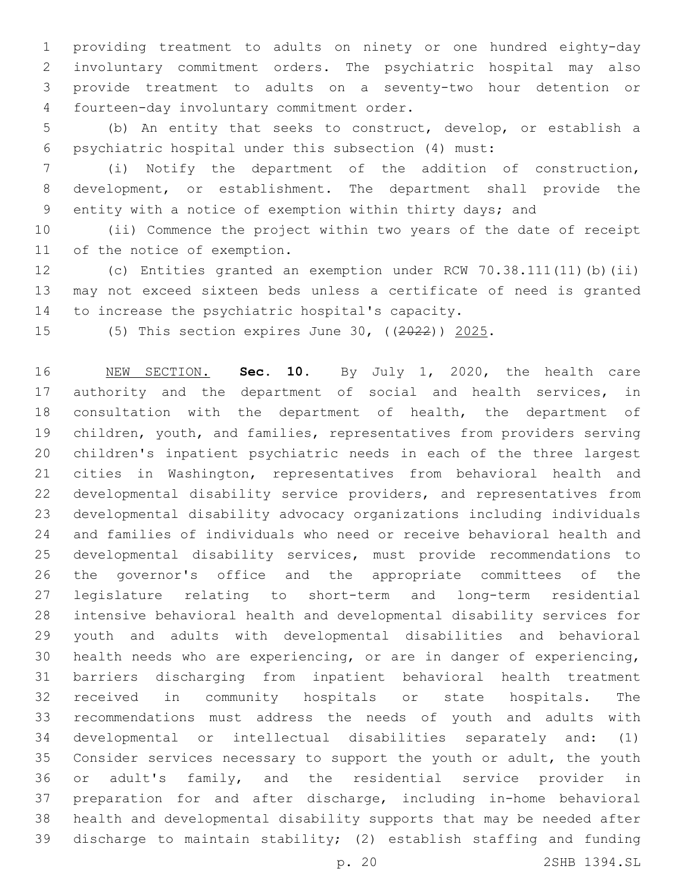providing treatment to adults on ninety or one hundred eighty-day involuntary commitment orders. The psychiatric hospital may also provide treatment to adults on a seventy-two hour detention or fourteen-day involuntary commitment order.

(b) An entity that seeks to construct, develop, or establish a psychiatric hospital under this subsection (4) must:

(i) Notify the department of the addition of construction, development, or establishment. The department shall provide the entity with a notice of exemption within thirty days; and

(ii) Commence the project within two years of the date of receipt of the notice of exemption.

(c) Entities granted an exemption under RCW 70.38.111(11)(b)(ii) may not exceed sixteen beds unless a certificate of need is granted to increase the psychiatric hospital's capacity.

(5) This section expires June 30, ((~~2022~~)) <u>2025</u>.

<u>NEW SECTION.</u> **Sec. 10.** By July 1, 2020, the health care authority and the department of social and health services, in consultation with the department of health, the department of children, youth, and families, representatives from providers serving children's inpatient psychiatric needs in each of the three largest cities in Washington, representatives from behavioral health and developmental disability service providers, and representatives from developmental disability advocacy organizations including individuals and families of individuals who need or receive behavioral health and developmental disability services, must provide recommendations to the governor's office and the appropriate committees of the legislature relating to short-term and long-term residential intensive behavioral health and developmental disability services for youth and adults with developmental disabilities and behavioral health needs who are experiencing, or are in danger of experiencing, barriers discharging from inpatient behavioral health treatment received in community hospitals or state hospitals. The recommendations must address the needs of youth and adults with developmental or intellectual disabilities separately and: (1) Consider services necessary to support the youth or adult, the youth or adult's family, and the residential service provider in preparation for and after discharge, including in-home behavioral health and developmental disability supports that may be needed after discharge to maintain stability; (2) establish staffing and funding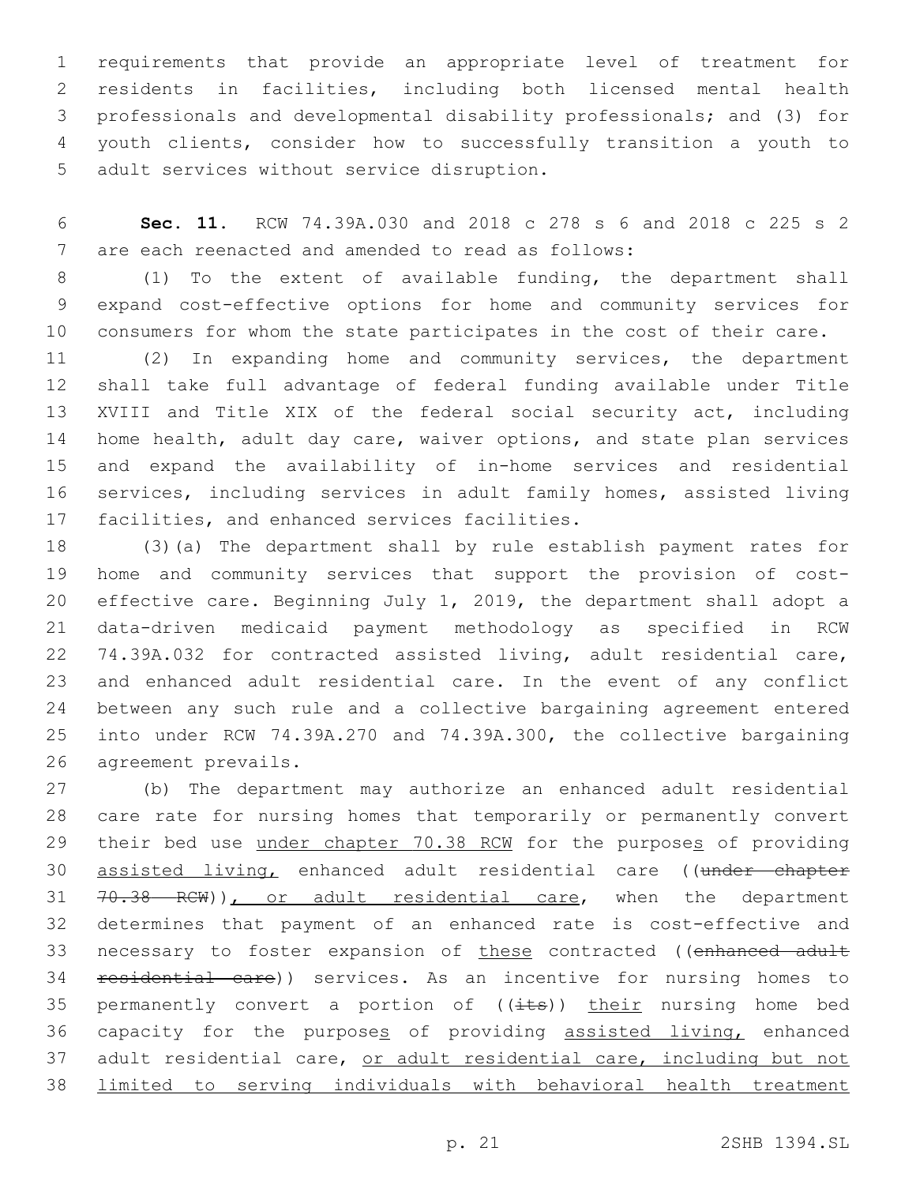requirements that provide an appropriate level of treatment for residents in facilities, including both licensed mental health professionals and developmental disability professionals; and (3) for youth clients, consider how to successfully transition a youth to adult services without service disruption.

**Sec. 11.** RCW 74.39A.030 and 2018 c 278 s 6 and 2018 c 225 s 2 are each reenacted and amended to read as follows:

(1) To the extent of available funding, the department shall expand cost-effective options for home and community services for consumers for whom the state participates in the cost of their care.

(2) In expanding home and community services, the department shall take full advantage of federal funding available under Title XVIII and Title XIX of the federal social security act, including home health, adult day care, waiver options, and state plan services and expand the availability of in-home services and residential services, including services in adult family homes, assisted living facilities, and enhanced services facilities.

(3)(a) The department shall by rule establish payment rates for home and community services that support the provision of cost-effective care. Beginning July 1, 2019, the department shall adopt a data-driven medicaid payment methodology as specified in RCW 74.39A.032 for contracted assisted living, adult residential care, and enhanced adult residential care. In the event of any conflict between any such rule and a collective bargaining agreement entered into under RCW 74.39A.270 and 74.39A.300, the collective bargaining agreement prevails.

(b) The department may authorize an enhanced adult residential care rate for nursing homes that temporarily or permanently convert their bed use <u>under chapter 70.38 RCW</u> for the purpose<u>s</u> of providing <u>assisted living,</u> enhanced adult residential care ((~~under chapter 70.38 RCW~~))<u>, or adult residential care</u>, when the department determines that payment of an enhanced rate is cost-effective and necessary to foster expansion of <u>these</u> contracted ((~~enhanced adult residential care~~)) services. As an incentive for nursing homes to permanently convert a portion of ((~~its~~)) <u>their</u> nursing home bed capacity for the purpose<u>s</u> of providing <u>assisted living,</u> enhanced adult residential care, <u>or adult residential care, including but not limited to serving individuals with behavioral health treatment</u>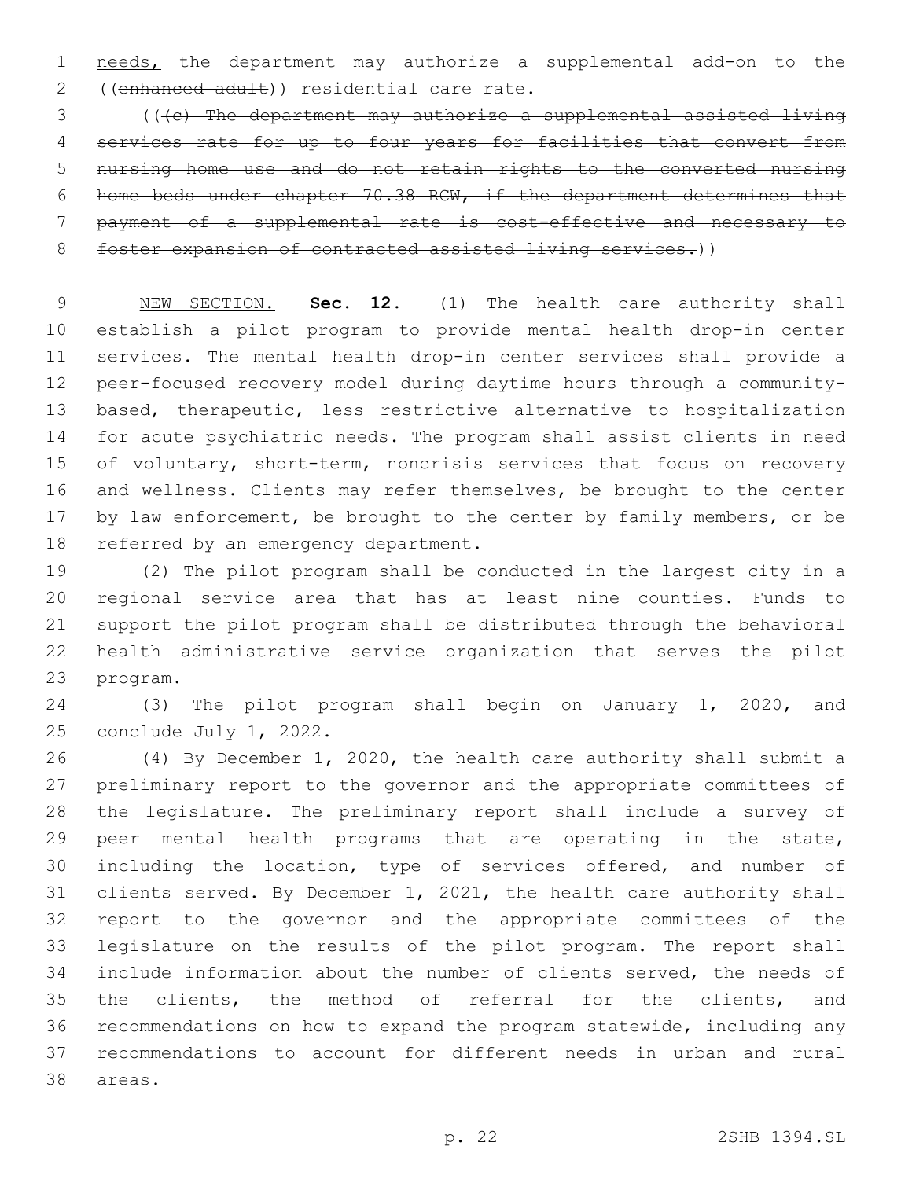needs, the department may authorize a supplemental add-on to the ((~~enhanced adult~~)) residential care rate.

((~~(c) The department may authorize a supplemental assisted living services rate for up to four years for facilities that convert from nursing home use and do not retain rights to the converted nursing home beds under chapter 70.38 RCW, if the department determines that payment of a supplemental rate is cost-effective and necessary to foster expansion of contracted assisted living services.~~))

NEW SECTION. **Sec. 12.** (1) The health care authority shall establish a pilot program to provide mental health drop-in center services. The mental health drop-in center services shall provide a peer-focused recovery model during daytime hours through a community-based, therapeutic, less restrictive alternative to hospitalization for acute psychiatric needs. The program shall assist clients in need of voluntary, short-term, noncrisis services that focus on recovery and wellness. Clients may refer themselves, be brought to the center by law enforcement, be brought to the center by family members, or be referred by an emergency department.

(2) The pilot program shall be conducted in the largest city in a regional service area that has at least nine counties. Funds to support the pilot program shall be distributed through the behavioral health administrative service organization that serves the pilot program.

(3) The pilot program shall begin on January 1, 2020, and conclude July 1, 2022.

(4) By December 1, 2020, the health care authority shall submit a preliminary report to the governor and the appropriate committees of the legislature. The preliminary report shall include a survey of peer mental health programs that are operating in the state, including the location, type of services offered, and number of clients served. By December 1, 2021, the health care authority shall report to the governor and the appropriate committees of the legislature on the results of the pilot program. The report shall include information about the number of clients served, the needs of the clients, the method of referral for the clients, and recommendations on how to expand the program statewide, including any recommendations to account for different needs in urban and rural areas.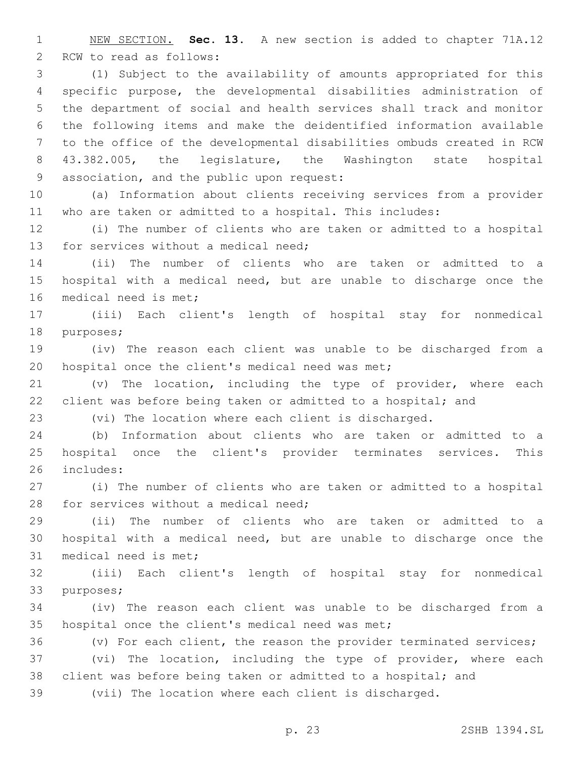NEW SECTION. **Sec. 13.** A new section is added to chapter 71A.12 RCW to read as follows:

(1) Subject to the availability of amounts appropriated for this specific purpose, the developmental disabilities administration of the department of social and health services shall track and monitor the following items and make the deidentified information available to the office of the developmental disabilities ombuds created in RCW 43.382.005, the legislature, the Washington state hospital association, and the public upon request:

(a) Information about clients receiving services from a provider who are taken or admitted to a hospital. This includes:

(i) The number of clients who are taken or admitted to a hospital for services without a medical need;

(ii) The number of clients who are taken or admitted to a hospital with a medical need, but are unable to discharge once the medical need is met;

(iii) Each client's length of hospital stay for nonmedical purposes;

(iv) The reason each client was unable to be discharged from a hospital once the client's medical need was met;

(v) The location, including the type of provider, where each client was before being taken or admitted to a hospital; and

(vi) The location where each client is discharged.

(b) Information about clients who are taken or admitted to a hospital once the client's provider terminates services. This includes:

(i) The number of clients who are taken or admitted to a hospital for services without a medical need;

(ii) The number of clients who are taken or admitted to a hospital with a medical need, but are unable to discharge once the medical need is met;

(iii) Each client's length of hospital stay for nonmedical purposes;

(iv) The reason each client was unable to be discharged from a hospital once the client's medical need was met;

(v) For each client, the reason the provider terminated services;

(vi) The location, including the type of provider, where each client was before being taken or admitted to a hospital; and

(vii) The location where each client is discharged.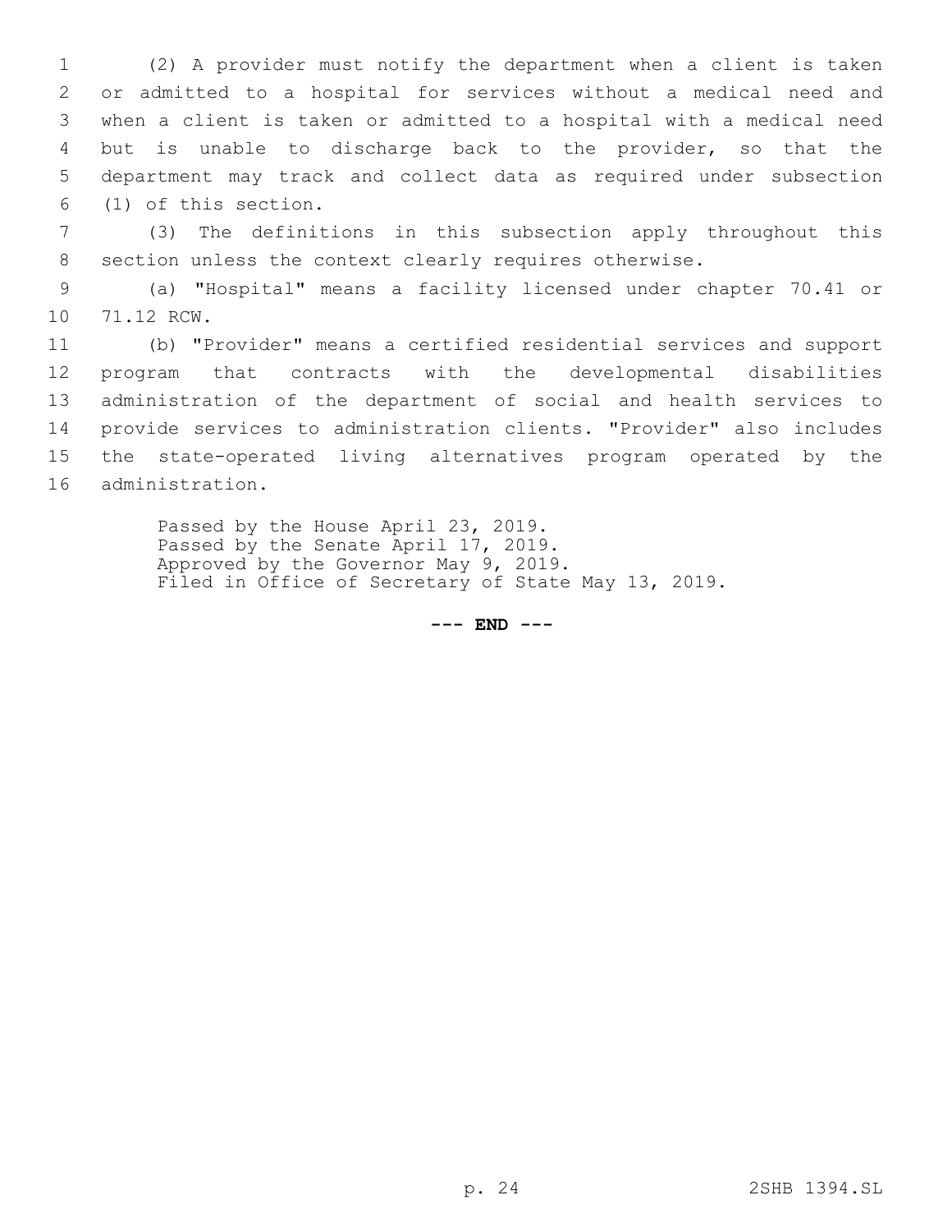(2) A provider must notify the department when a client is taken or admitted to a hospital for services without a medical need and when a client is taken or admitted to a hospital with a medical need but is unable to discharge back to the provider, so that the department may track and collect data as required under subsection (1) of this section.

(3) The definitions in this subsection apply throughout this section unless the context clearly requires otherwise.

(a) "Hospital" means a facility licensed under chapter 70.41 or 71.12 RCW.

(b) "Provider" means a certified residential services and support program that contracts with the developmental disabilities administration of the department of social and health services to provide services to administration clients. "Provider" also includes the state-operated living alternatives program operated by the administration.

Passed by the House April 23, 2019.
Passed by the Senate April 17, 2019.
Approved by the Governor May 9, 2019.
Filed in Office of Secretary of State May 13, 2019.

**--- END ---**